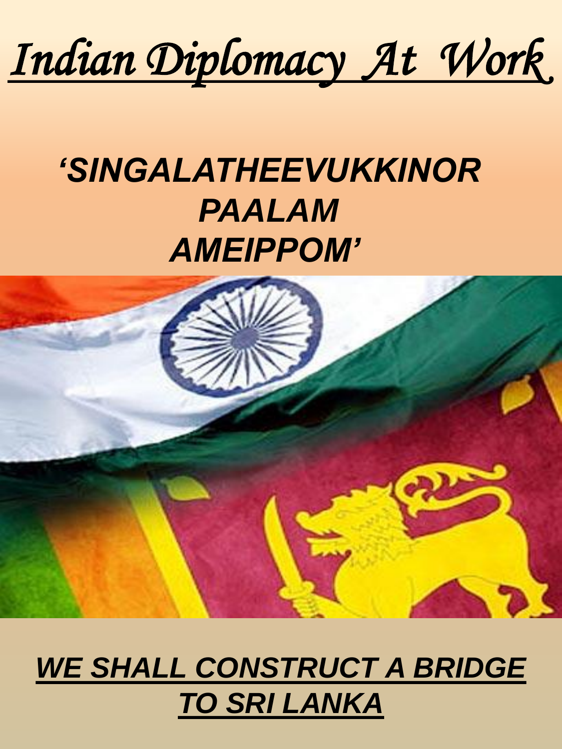# *Indian Diplomacy At Work*

***'SINGALATHEEVUKKINOR PAALAM AMEIPPOM'***

***WE SHALL CONSTRUCT A BRIDGE TO SRI LANKA***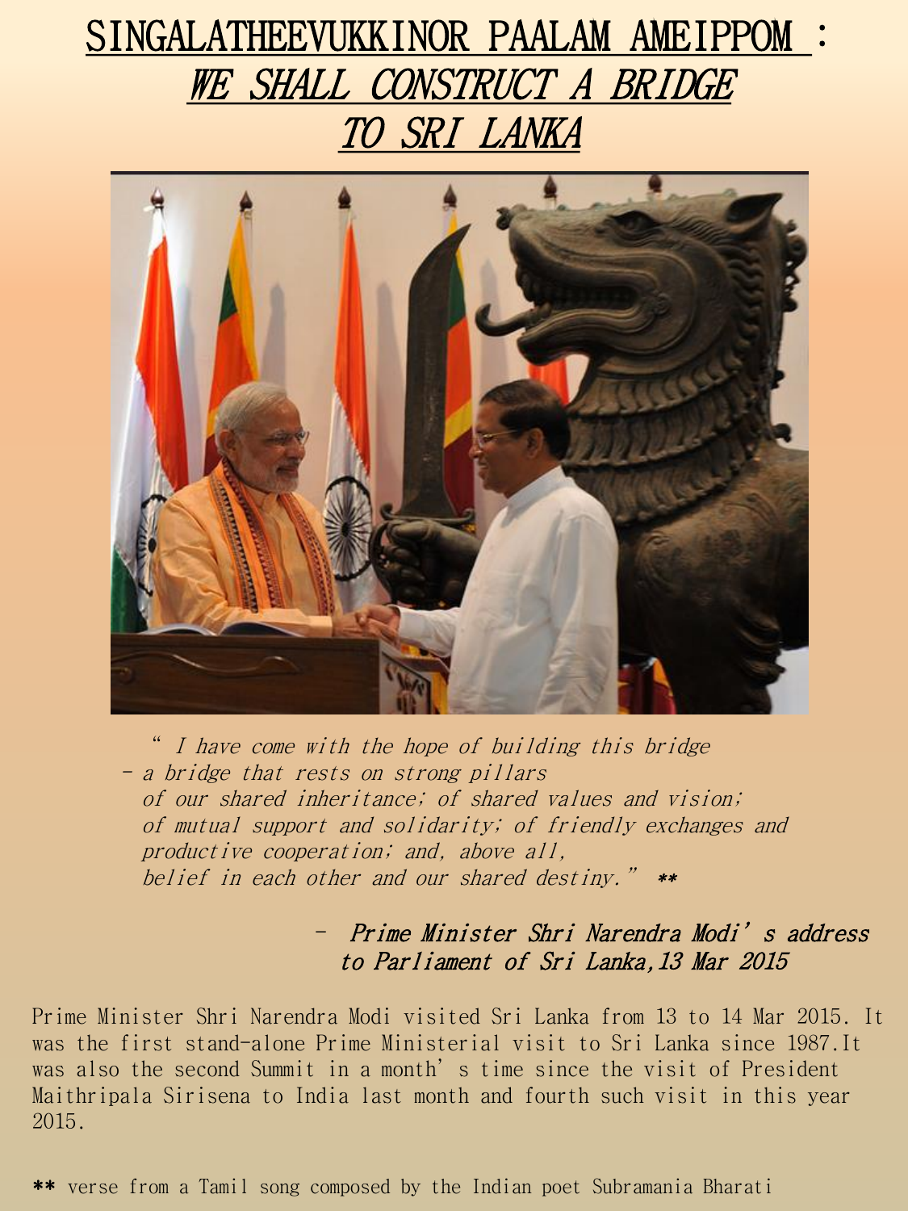# SINGALATHEEVUKKINOR PAALAM AMEIPPOM :

# *WE SHALL CONSTRUCT A BRIDGE TO SRI LANKA*

*" I have come with the hope of building this bridge*
*- a bridge that rests on strong pillars*
*of our shared inheritance; of shared values and vision;*
*of mutual support and solidarity; of friendly exchanges and*
*productive cooperation; and, above all,*
*belief in each other and our shared destiny."* **

*- Prime Minister Shri Narendra Modi's address to Parliament of Sri Lanka, 13 Mar 2015*

Prime Minister Shri Narendra Modi visited Sri Lanka from 13 to 14 Mar 2015. It was the first stand-alone Prime Ministerial visit to Sri Lanka since 1987. It was also the second Summit in a month's time since the visit of President Maithripala Sirisena to India last month and fourth such visit in this year 2015.

** verse from a Tamil song composed by the Indian poet Subramania Bharati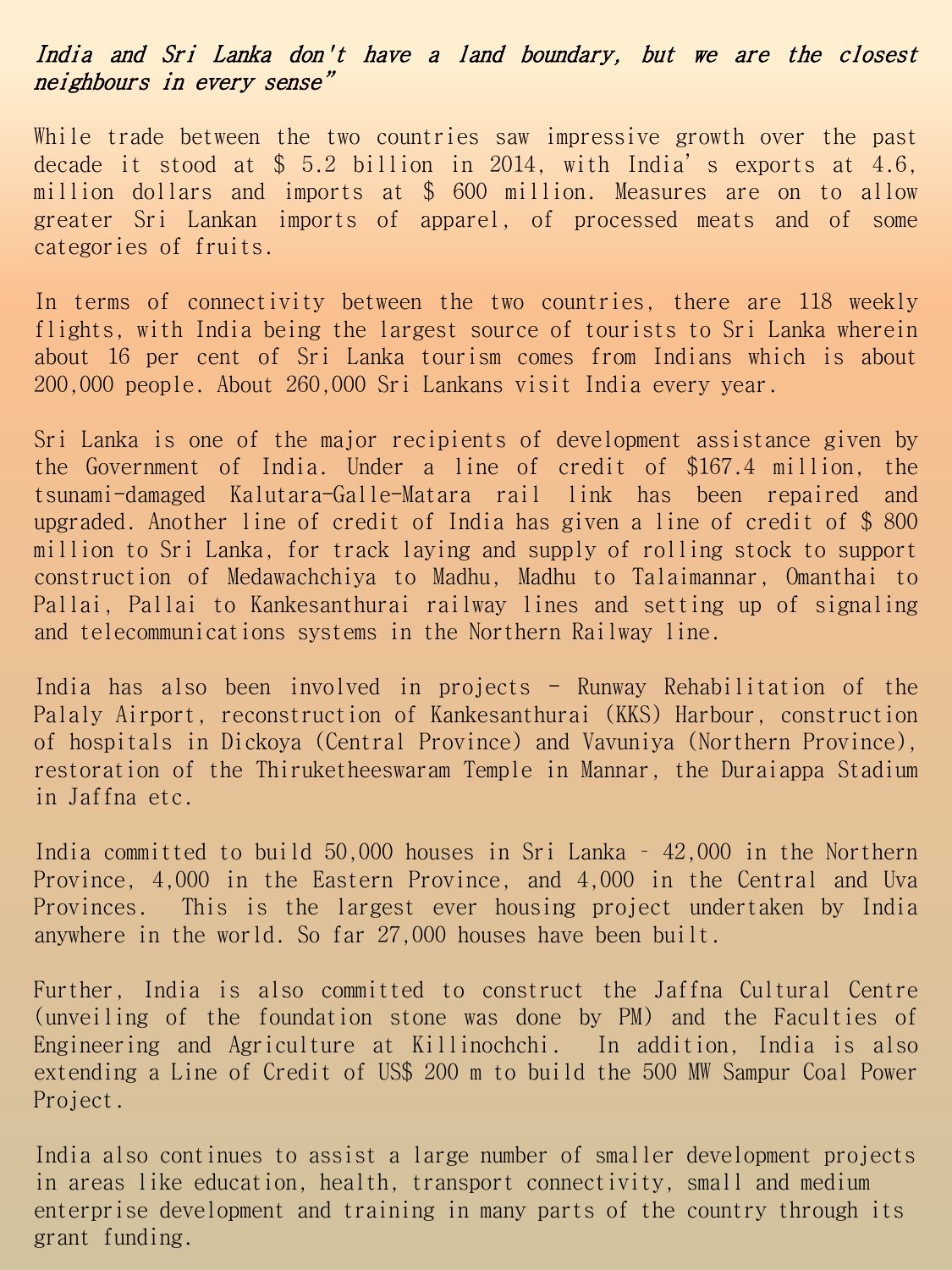*India and Sri Lanka don't have a land boundary, but we are the closest neighbours in every sense"*

While trade between the two countries saw impressive growth over the past decade it stood at $ 5.2 billion in 2014, with India's exports at 4.6, million dollars and imports at $ 600 million. Measures are on to allow greater Sri Lankan imports of apparel, of processed meats and of some categories of fruits.

In terms of connectivity between the two countries, there are 118 weekly flights, with India being the largest source of tourists to Sri Lanka wherein about 16 per cent of Sri Lanka tourism comes from Indians which is about 200,000 people. About 260,000 Sri Lankans visit India every year.

Sri Lanka is one of the major recipients of development assistance given by the Government of India. Under a line of credit of $167.4 million, the tsunami-damaged Kalutara-Galle-Matara rail link has been repaired and upgraded. Another line of credit of India has given a line of credit of $ 800 million to Sri Lanka, for track laying and supply of rolling stock to support construction of Medawachchiya to Madhu, Madhu to Talaimannar, Omanthai to Pallai, Pallai to Kankesanthurai railway lines and setting up of signaling and telecommunications systems in the Northern Railway line.

India has also been involved in projects - Runway Rehabilitation of the Palaly Airport, reconstruction of Kankesanthurai (KKS) Harbour, construction of hospitals in Dickoya (Central Province) and Vavuniya (Northern Province), restoration of the Thiruketheeswaram Temple in Mannar, the Duraiappa Stadium in Jaffna etc.

India committed to build 50,000 houses in Sri Lanka – 42,000 in the Northern Province, 4,000 in the Eastern Province, and 4,000 in the Central and Uva Provinces. This is the largest ever housing project undertaken by India anywhere in the world. So far 27,000 houses have been built.

Further, India is also committed to construct the Jaffna Cultural Centre (unveiling of the foundation stone was done by PM) and the Faculties of Engineering and Agriculture at Killinochchi. In addition, India is also extending a Line of Credit of US$ 200 m to build the 500 MW Sampur Coal Power Project.

India also continues to assist a large number of smaller development projects in areas like education, health, transport connectivity, small and medium enterprise development and training in many parts of the country through its grant funding.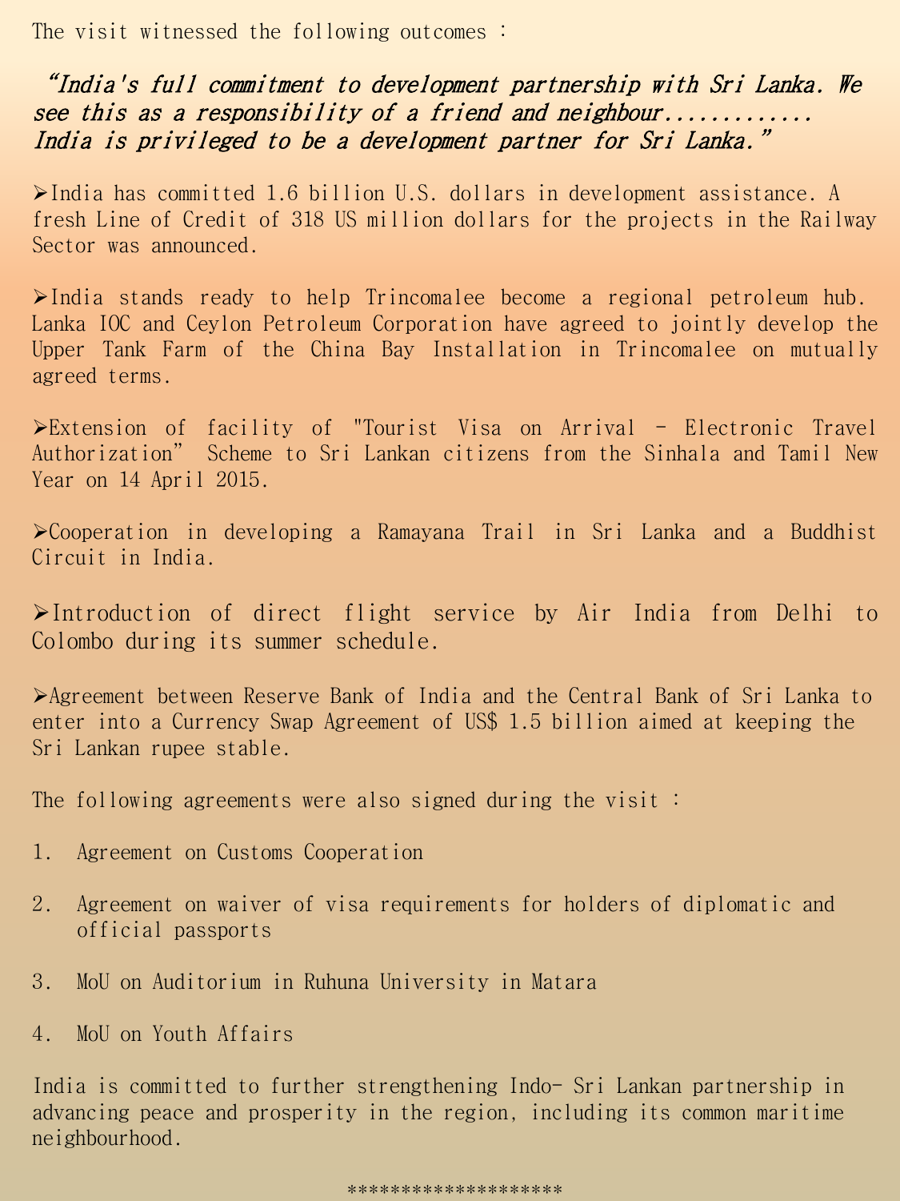The visit witnessed the following outcomes :

*"India's full commitment to development partnership with Sri Lanka. We see this as a responsibility of a friend and neighbour............ India is privileged to be a development partner for Sri Lanka."*

- India has committed 1.6 billion U.S. dollars in development assistance. A fresh Line of Credit of 318 US million dollars for the projects in the Railway Sector was announced.

- India stands ready to help Trincomalee become a regional petroleum hub. Lanka IOC and Ceylon Petroleum Corporation have agreed to jointly develop the Upper Tank Farm of the China Bay Installation in Trincomalee on mutually agreed terms.

- Extension of facility of "Tourist Visa on Arrival – Electronic Travel Authorization" Scheme to Sri Lankan citizens from the Sinhala and Tamil New Year on 14 April 2015.

- Cooperation in developing a Ramayana Trail in Sri Lanka and a Buddhist Circuit in India.

- Introduction of direct flight service by Air India from Delhi to Colombo during its summer schedule.

- Agreement between Reserve Bank of India and the Central Bank of Sri Lanka to enter into a Currency Swap Agreement of US$ 1.5 billion aimed at keeping the Sri Lankan rupee stable.

The following agreements were also signed during the visit :

1. Agreement on Customs Cooperation

2. Agreement on waiver of visa requirements for holders of diplomatic and official passports

3. MoU on Auditorium in Ruhuna University in Matara

4. MoU on Youth Affairs

India is committed to further strengthening Indo- Sri Lankan partnership in advancing peace and prosperity in the region, including its common maritime neighbourhood.

*******************